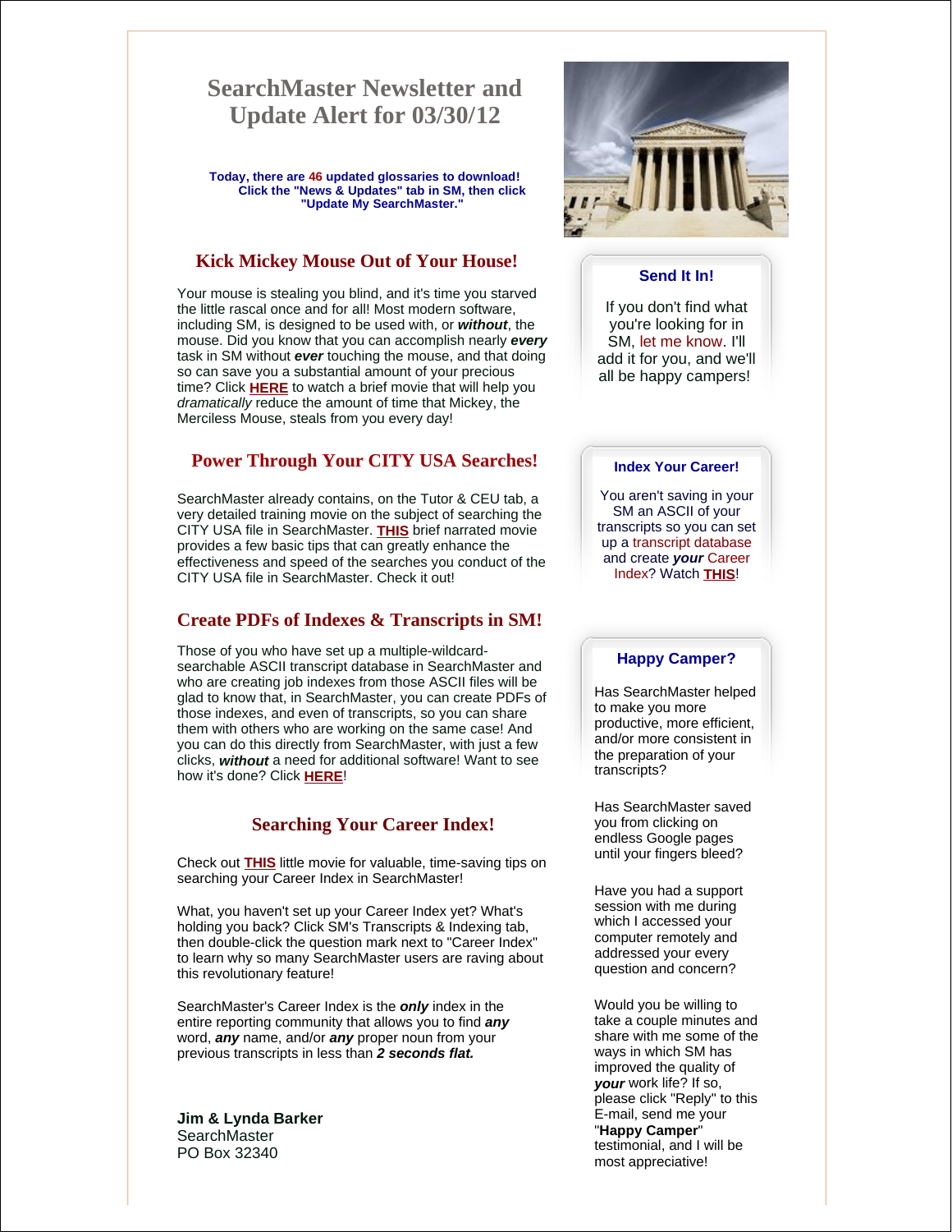# SearchMaster Newsletter and Update Alert for 03/30/12

**Today, there are 46 updated glossaries to download! Click the "News & Updates" tab in SM, then click "Update My SearchMaster."**

## Kick Mickey Mouse Out of Your House!

Your mouse is stealing you blind, and it's time you starved the little rascal once and for all! Most modern software, including SM, is designed to be used with, or ***without***, the mouse. Did you know that you can accomplish nearly ***every*** task in SM without ***ever*** touching the mouse, and that doing so can save you a substantial amount of your precious time? Click **HERE** to watch a brief movie that will help you *dramatically* reduce the amount of time that Mickey, the Merciless Mouse, steals from you every day!

## Power Through Your CITY USA Searches!

SearchMaster already contains, on the Tutor & CEU tab, a very detailed training movie on the subject of searching the CITY USA file in SearchMaster. **THIS** brief narrated movie provides a few basic tips that can greatly enhance the effectiveness and speed of the searches you conduct of the CITY USA file in SearchMaster. Check it out!

## Create PDFs of Indexes & Transcripts in SM!

Those of you who have set up a multiple-wildcard-searchable ASCII transcript database in SearchMaster and who are creating job indexes from those ASCII files will be glad to know that, in SearchMaster, you can create PDFs of those indexes, and even of transcripts, so you can share them with others who are working on the same case! And you can do this directly from SearchMaster, with just a few clicks, ***without*** a need for additional software! Want to see how it's done? Click **HERE**!

## Searching Your Career Index!

Check out **THIS** little movie for valuable, time-saving tips on searching your Career Index in SearchMaster!

What, you haven't set up your Career Index yet? What's holding you back? Click SM's Transcripts & Indexing tab, then double-click the question mark next to "Career Index" to learn why so many SearchMaster users are raving about this revolutionary feature!

SearchMaster's Career Index is the ***only*** index in the entire reporting community that allows you to find ***any*** word, ***any*** name, and/or ***any*** proper noun from your previous transcripts in less than ***2 seconds flat.***

**Jim & Lynda Barker**
SearchMaster
PO Box 32340

### Send It In!

If you don't find what you're looking for in SM, let me know. I'll add it for you, and we'll all be happy campers!

### Index Your Career!

You aren't saving in your SM an ASCII of your transcripts so you can set up a transcript database and create ***your*** Career Index? Watch **THIS**!

### Happy Camper?

Has SearchMaster helped to make you more productive, more efficient, and/or more consistent in the preparation of your transcripts?

Has SearchMaster saved you from clicking on endless Google pages until your fingers bleed?

Have you had a support session with me during which I accessed your computer remotely and addressed your every question and concern?

Would you be willing to take a couple minutes and share with me some of the ways in which SM has improved the quality of ***your*** work life? If so, please click "Reply" to this E-mail, send me your "**Happy Camper**" testimonial, and I will be most appreciative!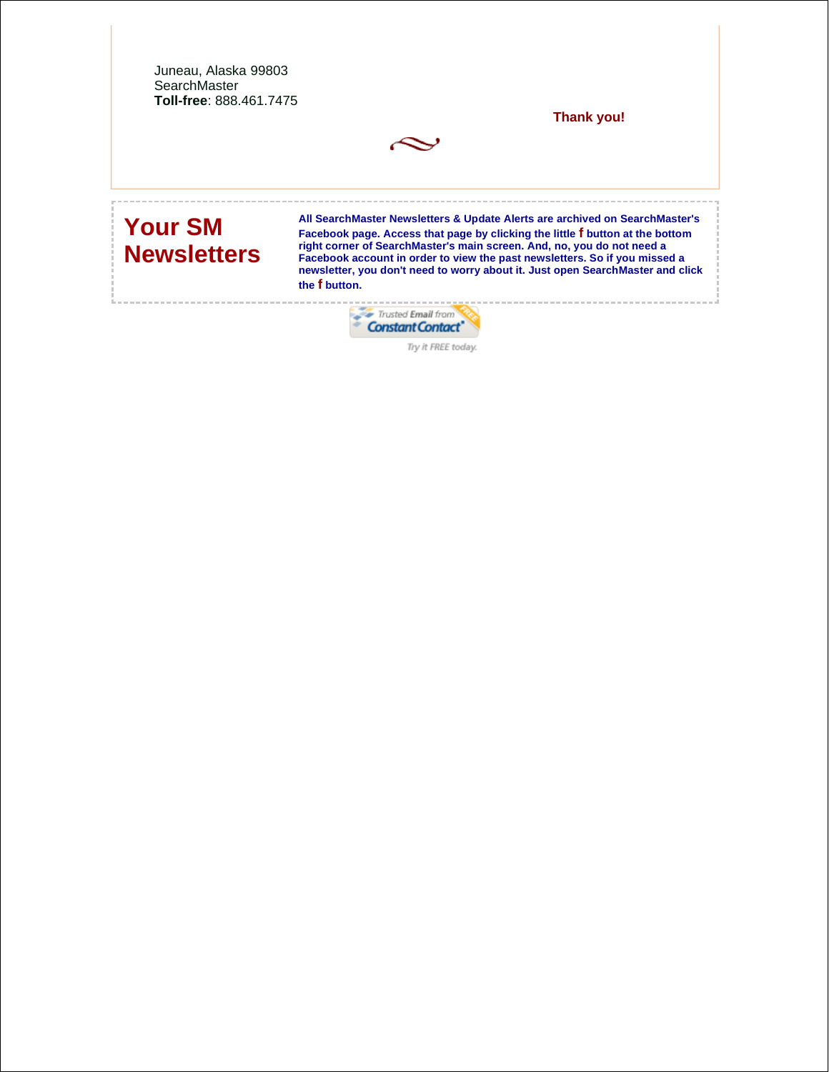Juneau, Alaska 99803
SearchMaster
**Toll-free**: 888.461.7475

**Thank you!**

## Your SM Newsletters

**All SearchMaster Newsletters & Update Alerts are archived on SearchMaster's Facebook page. Access that page by clicking the little f button at the bottom right corner of SearchMaster's main screen. And, no, you do not need a Facebook account in order to view the past newsletters. So if you missed a newsletter, you don't need to worry about it. Just open SearchMaster and click the f button.**

Trusted Email from Constant Contact
Try it FREE today.